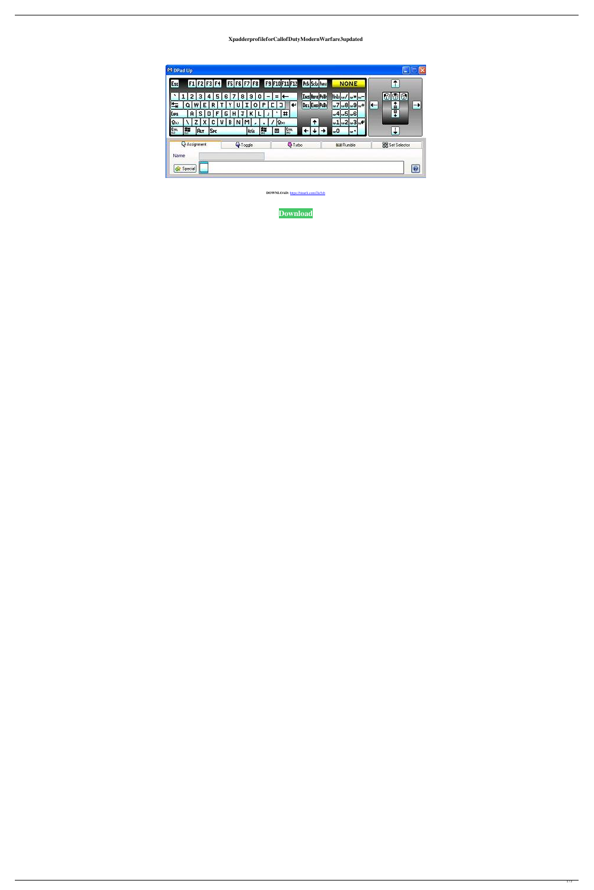**XpadderprofileforCallofDutyModernWarfare3updated**

DOWNLOAD: https://tinurli.com/2it5sb

**Download**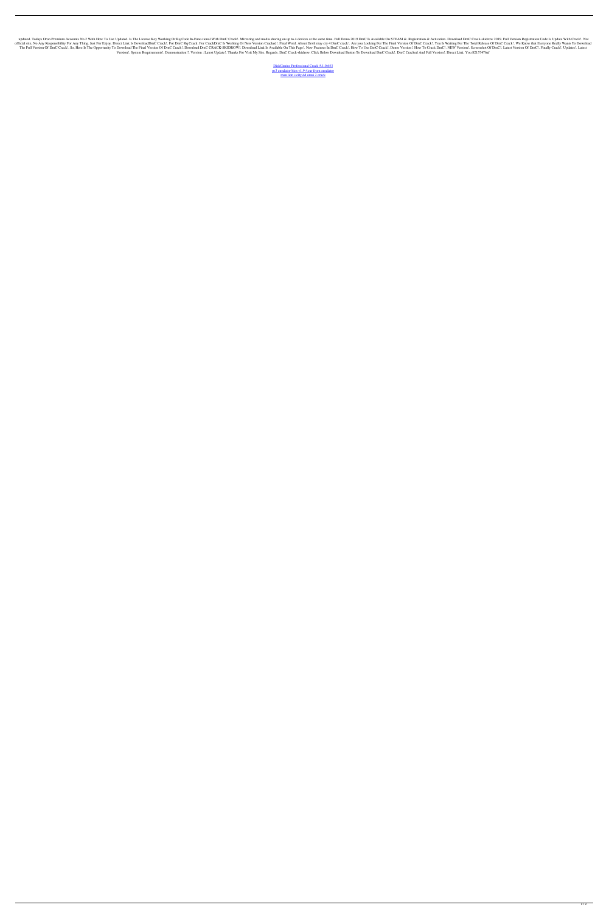updated. Todays Oron Premium Accounts No 2 With How To Use Updated. Is The License Key Working Or Rq Code In-Func-tional With DmC Crack!. Mirroring and media sharing on up to 4 devices at the same time. Full Demo 2019 DmC Is Available On STEAM &. Registration & Activation. Download DmC Crack-skidrow 2019. Full Version Registration Code Is Update With Crack!. Not official site. No Any Responsibility For Any Thing. Just For Enjoy. Direct Link Is DownloadDmC Crack!. For DmC Rq Crack. For CrackDmC Is Working Or New Version Cracked!. Final Word. About Devil may cry 4 DmC crack!. Are you Looking For The Final Version Of DmC Crack!. You Is Waiting For The Total Release Of DmC Crack!. We Know that Everyone Really Wants To Download The Full Version Of DmC Crack!. So, Here Is The Opportunity To Download The Final Version Of DmC Crack!. Download DmC CRACK-SKIDROW!. Download Link Is Available On This Page!. New Features In DmC Crack!. How To Use DmC Crack!. Demo Version!. How To Crack DmC?. NEW Version!. Screenshot Of DmC!. Latest Version Of DmC?. Finally Crack!. Updates!. Latest Version!. System Requirements!. Demonstration!!. Version : Latest Update!. Thanks For Visit My Site. Regards. DmC Crack-skidrow. Click Below Download Button To Download DmC Crack!. DmC Cracked And Full Version!. Direct Link. You 821574764f

DiskGenius Professional Crack 5.1.0.653
ps3 emulator bios v1.9.4.rar from emuloop
man lion s city dd omsi 2 crack